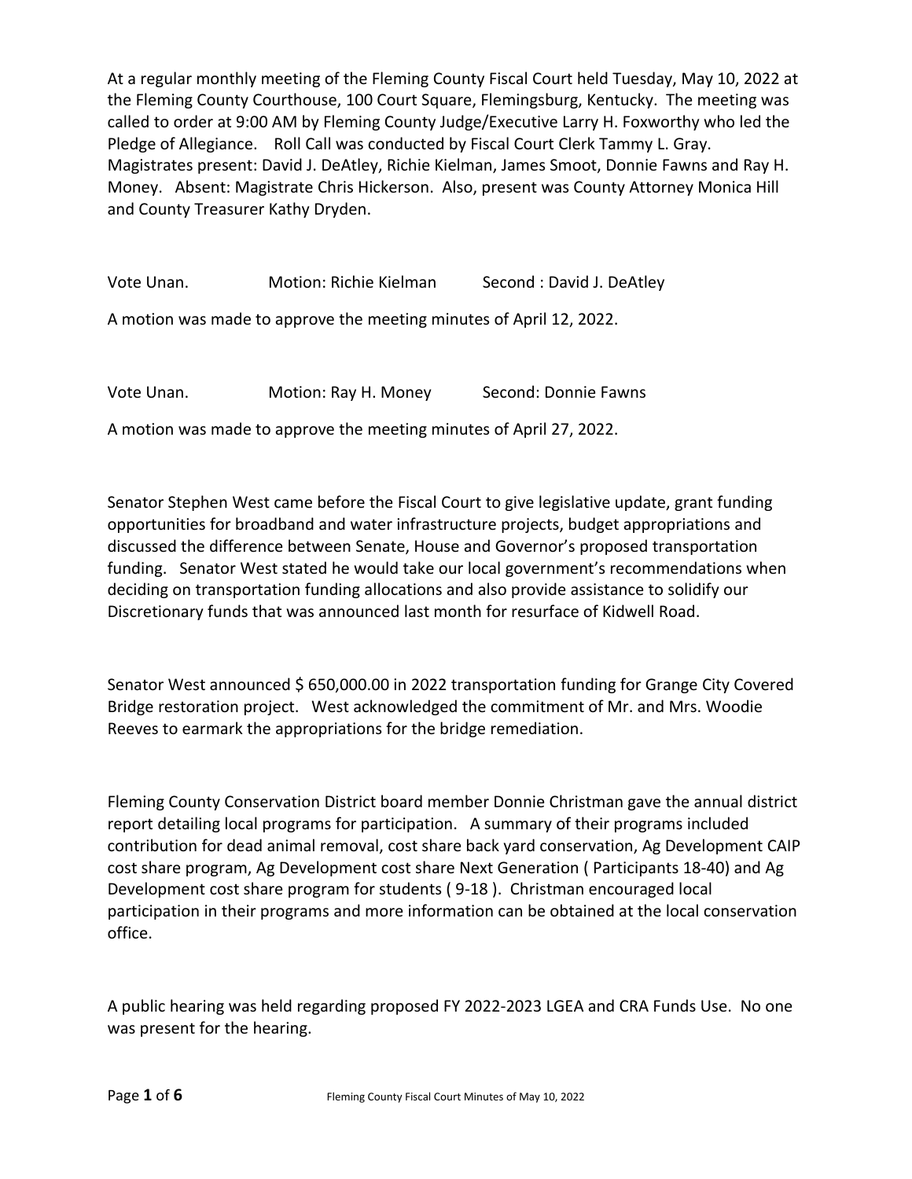At a regular monthly meeting of the Fleming County Fiscal Court held Tuesday, May 10, 2022 at the Fleming County Courthouse, 100 Court Square, Flemingsburg, Kentucky. The meeting was called to order at 9:00 AM by Fleming County Judge/Executive Larry H. Foxworthy who led the Pledge of Allegiance. Roll Call was conducted by Fiscal Court Clerk Tammy L. Gray. Magistrates present: David J. DeAtley, Richie Kielman, James Smoot, Donnie Fawns and Ray H. Money. Absent: Magistrate Chris Hickerson. Also, present was County Attorney Monica Hill and County Treasurer Kathy Dryden.

Vote Unan. Motion: Richie Kielman Second : David J. DeAtley

A motion was made to approve the meeting minutes of April 12, 2022.

Vote Unan. Motion: Ray H. Money Second: Donnie Fawns

A motion was made to approve the meeting minutes of April 27, 2022.

Senator Stephen West came before the Fiscal Court to give legislative update, grant funding opportunities for broadband and water infrastructure projects, budget appropriations and discussed the difference between Senate, House and Governor's proposed transportation funding. Senator West stated he would take our local government's recommendations when deciding on transportation funding allocations and also provide assistance to solidify our Discretionary funds that was announced last month for resurface of Kidwell Road.

Senator West announced $ 650,000.00 in 2022 transportation funding for Grange City Covered Bridge restoration project. West acknowledged the commitment of Mr. and Mrs. Woodie Reeves to earmark the appropriations for the bridge remediation.

Fleming County Conservation District board member Donnie Christman gave the annual district report detailing local programs for participation. A summary of their programs included contribution for dead animal removal, cost share back yard conservation, Ag Development CAIP cost share program, Ag Development cost share Next Generation ( Participants 18-40) and Ag Development cost share program for students ( 9-18 ). Christman encouraged local participation in their programs and more information can be obtained at the local conservation office.

A public hearing was held regarding proposed FY 2022-2023 LGEA and CRA Funds Use. No one was present for the hearing.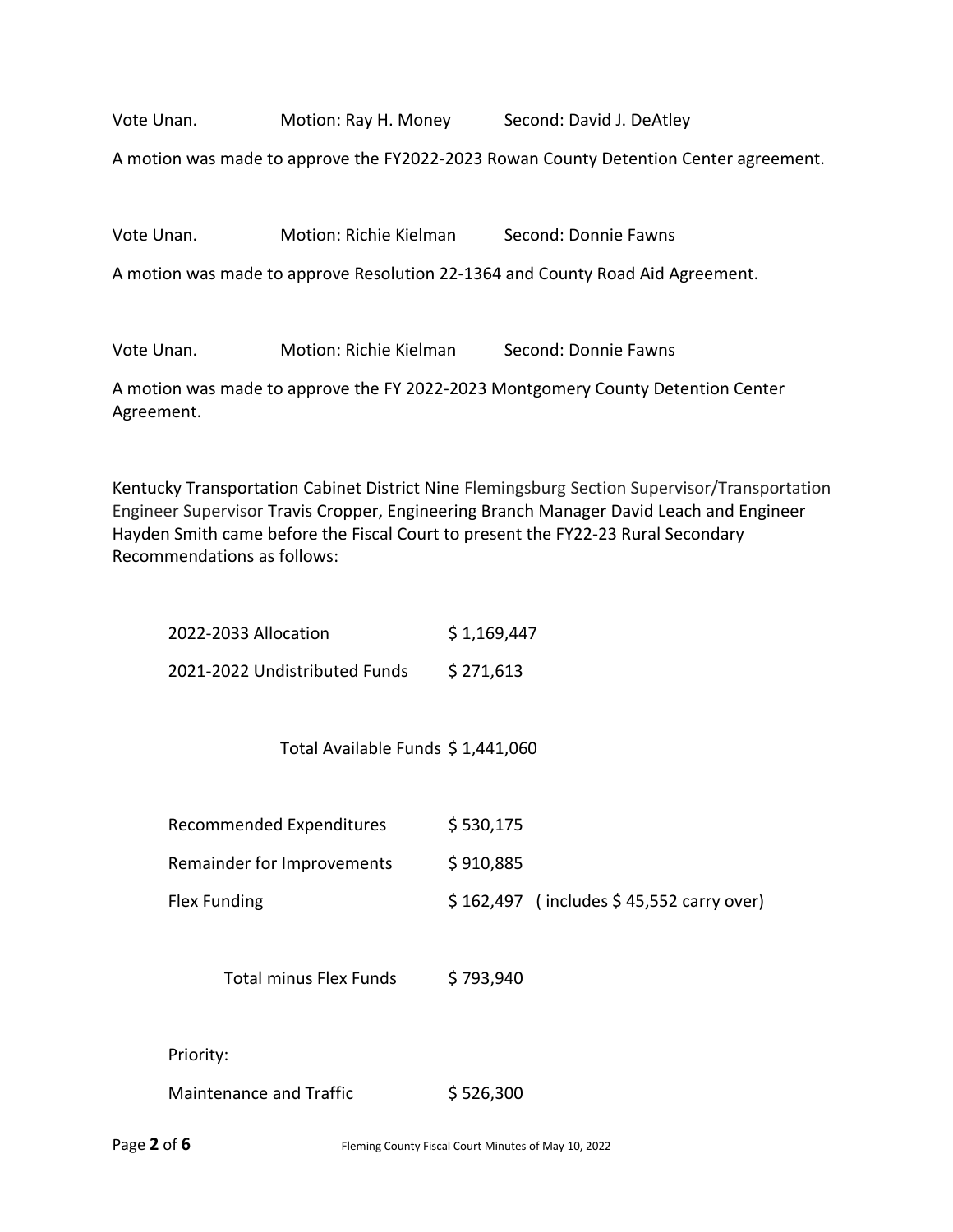Vote Unan. Motion: Ray H. Money Second: David J. DeAtley

A motion was made to approve the FY2022-2023 Rowan County Detention Center agreement.

Vote Unan. Motion: Richie Kielman Second: Donnie Fawns

A motion was made to approve Resolution 22-1364 and County Road Aid Agreement.

Vote Unan. Motion: Richie Kielman Second: Donnie Fawns

A motion was made to approve the FY 2022-2023 Montgomery County Detention Center Agreement.

Kentucky Transportation Cabinet District Nine Flemingsburg Section Supervisor/Transportation Engineer Supervisor Travis Cropper, Engineering Branch Manager David Leach and Engineer Hayden Smith came before the Fiscal Court to present the FY22-23 Rural Secondary Recommendations as follows:

| | | |
|---|---|---|
| 2022-2033 Allocation | $ 1,169,447 | |
| 2021-2022 Undistributed Funds | $ 271,613 | |
| Total Available Funds | $ 1,441,060 | |
| Recommended Expenditures | $ 530,175 | |
| Remainder for Improvements | $ 910,885 | |
| Flex Funding | $ 162,497 | ( includes $ 45,552 carry over) |
| Total minus Flex Funds | $ 793,940 | |

Priority:

| | |
|---|---|
| Maintenance and Traffic | $ 526,300 |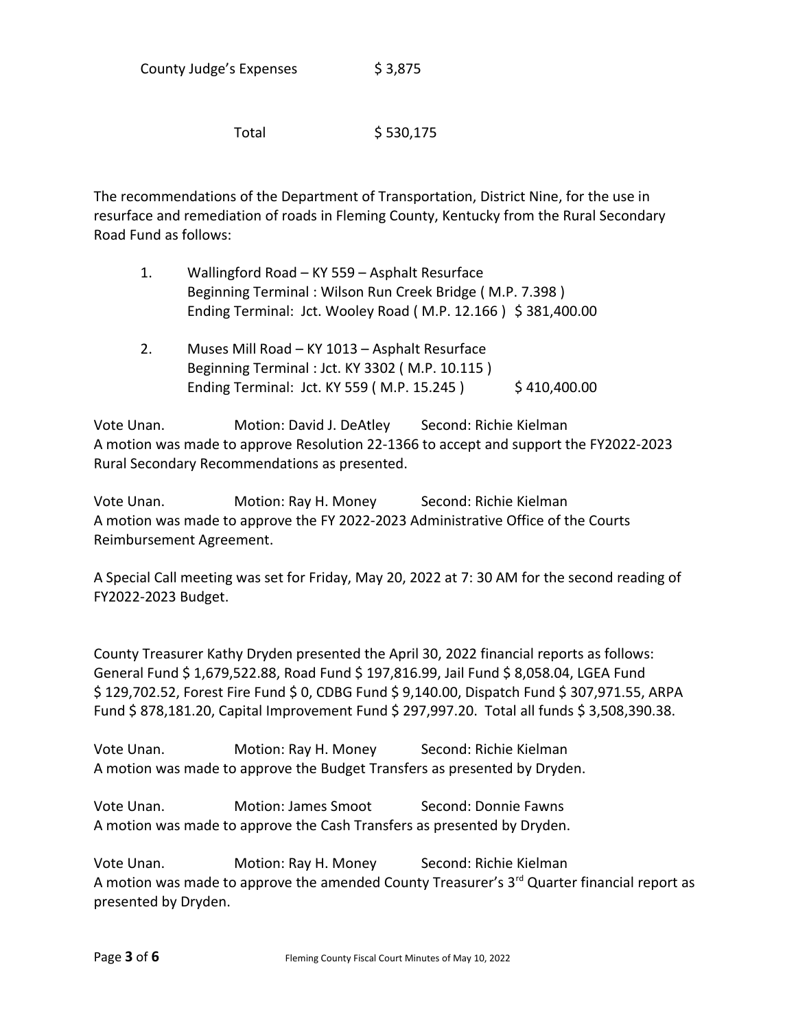County Judge's Expenses $ 3,875

Total $ 530,175

The recommendations of the Department of Transportation, District Nine, for the use in resurface and remediation of roads in Fleming County, Kentucky from the Rural Secondary Road Fund as follows:

1. Wallingford Road – KY 559 – Asphalt Resurface
   Beginning Terminal : Wilson Run Creek Bridge ( M.P. 7.398 )
   Ending Terminal: Jct. Wooley Road ( M.P. 12.166 ) $ 381,400.00

2. Muses Mill Road – KY 1013 – Asphalt Resurface
   Beginning Terminal : Jct. KY 3302 ( M.P. 10.115 )
   Ending Terminal: Jct. KY 559 ( M.P. 15.245 ) $ 410,400.00

Vote Unan. Motion: David J. DeAtley Second: Richie Kielman
A motion was made to approve Resolution 22-1366 to accept and support the FY2022-2023 Rural Secondary Recommendations as presented.

Vote Unan. Motion: Ray H. Money Second: Richie Kielman
A motion was made to approve the FY 2022-2023 Administrative Office of the Courts Reimbursement Agreement.

A Special Call meeting was set for Friday, May 20, 2022 at 7: 30 AM for the second reading of FY2022-2023 Budget.

County Treasurer Kathy Dryden presented the April 30, 2022 financial reports as follows: General Fund $ 1,679,522.88, Road Fund $ 197,816.99, Jail Fund $ 8,058.04, LGEA Fund $ 129,702.52, Forest Fire Fund $ 0, CDBG Fund $ 9,140.00, Dispatch Fund $ 307,971.55, ARPA Fund $ 878,181.20, Capital Improvement Fund $ 297,997.20. Total all funds $ 3,508,390.38.

Vote Unan. Motion: Ray H. Money Second: Richie Kielman
A motion was made to approve the Budget Transfers as presented by Dryden.

Vote Unan. Motion: James Smoot Second: Donnie Fawns
A motion was made to approve the Cash Transfers as presented by Dryden.

Vote Unan. Motion: Ray H. Money Second: Richie Kielman
A motion was made to approve the amended County Treasurer's 3rd Quarter financial report as presented by Dryden.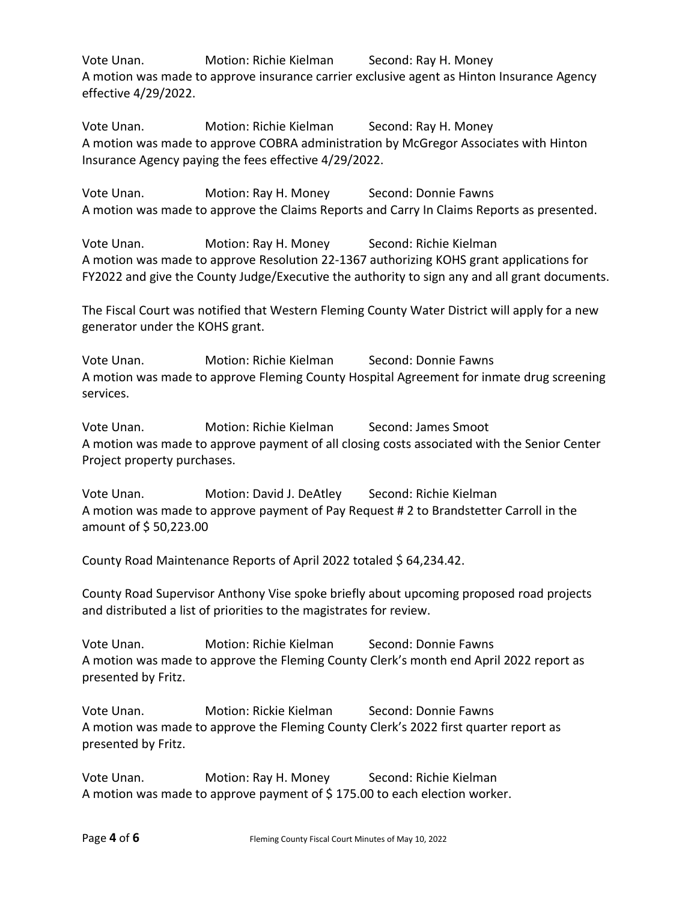Vote Unan. Motion: Richie Kielman Second: Ray H. Money
A motion was made to approve insurance carrier exclusive agent as Hinton Insurance Agency effective 4/29/2022.

Vote Unan. Motion: Richie Kielman Second: Ray H. Money
A motion was made to approve COBRA administration by McGregor Associates with Hinton Insurance Agency paying the fees effective 4/29/2022.

Vote Unan. Motion: Ray H. Money Second: Donnie Fawns
A motion was made to approve the Claims Reports and Carry In Claims Reports as presented.

Vote Unan. Motion: Ray H. Money Second: Richie Kielman
A motion was made to approve Resolution 22-1367 authorizing KOHS grant applications for FY2022 and give the County Judge/Executive the authority to sign any and all grant documents.

The Fiscal Court was notified that Western Fleming County Water District will apply for a new generator under the KOHS grant.

Vote Unan. Motion: Richie Kielman Second: Donnie Fawns
A motion was made to approve Fleming County Hospital Agreement for inmate drug screening services.

Vote Unan. Motion: Richie Kielman Second: James Smoot
A motion was made to approve payment of all closing costs associated with the Senior Center Project property purchases.

Vote Unan. Motion: David J. DeAtley Second: Richie Kielman
A motion was made to approve payment of Pay Request # 2 to Brandstetter Carroll in the amount of $ 50,223.00

County Road Maintenance Reports of April 2022 totaled $ 64,234.42.

County Road Supervisor Anthony Vise spoke briefly about upcoming proposed road projects and distributed a list of priorities to the magistrates for review.

Vote Unan. Motion: Richie Kielman Second: Donnie Fawns
A motion was made to approve the Fleming County Clerk's month end April 2022 report as presented by Fritz.

Vote Unan. Motion: Rickie Kielman Second: Donnie Fawns
A motion was made to approve the Fleming County Clerk's 2022 first quarter report as presented by Fritz.

Vote Unan. Motion: Ray H. Money Second: Richie Kielman
A motion was made to approve payment of $ 175.00 to each election worker.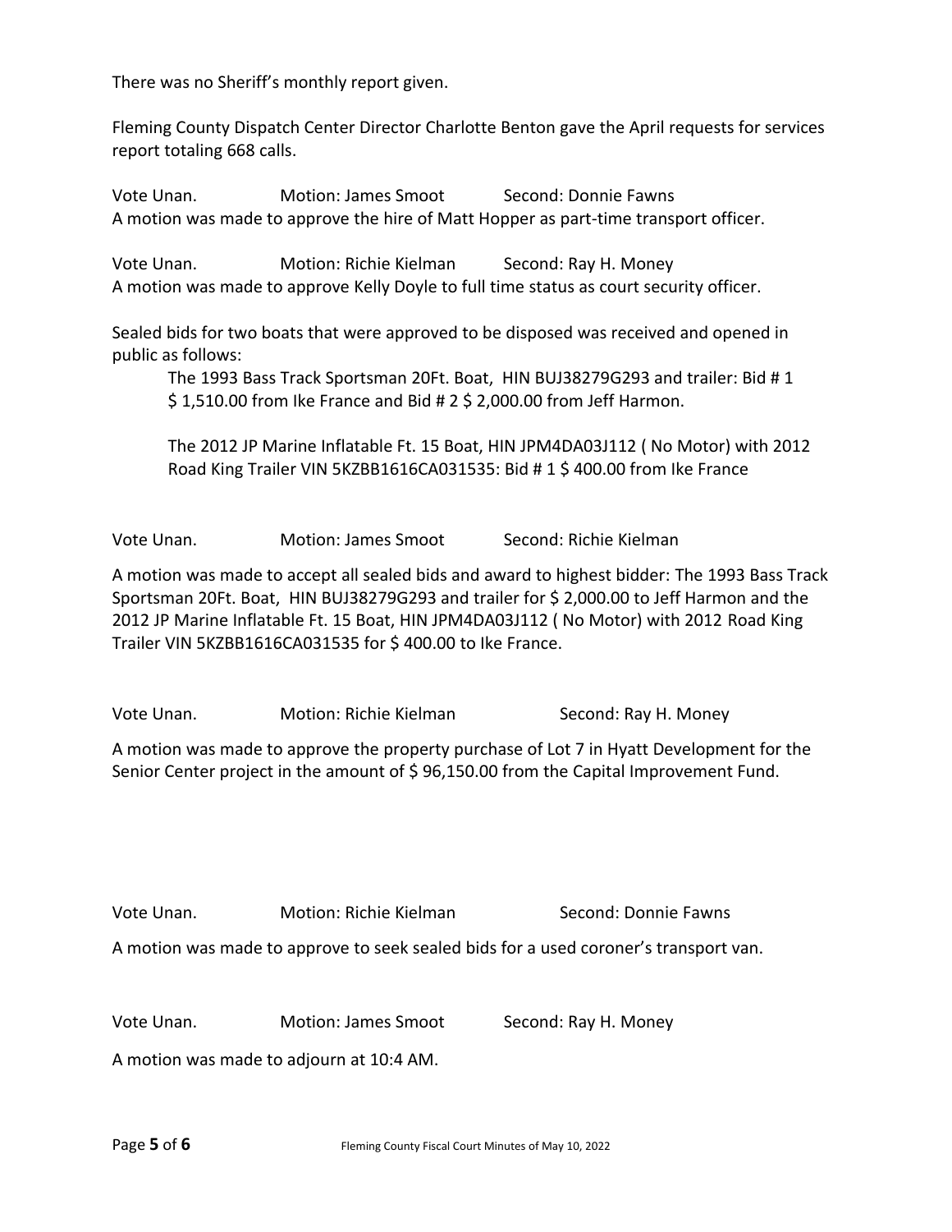There was no Sheriff's monthly report given.

Fleming County Dispatch Center Director Charlotte Benton gave the April requests for services report totaling 668 calls.

Vote Unan. Motion: James Smoot Second: Donnie Fawns
A motion was made to approve the hire of Matt Hopper as part-time transport officer.

Vote Unan. Motion: Richie Kielman Second: Ray H. Money
A motion was made to approve Kelly Doyle to full time status as court security officer.

Sealed bids for two boats that were approved to be disposed was received and opened in public as follows:

The 1993 Bass Track Sportsman 20Ft. Boat, HIN BUJ38279G293 and trailer: Bid # 1 $ 1,510.00 from Ike France and Bid # 2 $ 2,000.00 from Jeff Harmon.

The 2012 JP Marine Inflatable Ft. 15 Boat, HIN JPM4DA03J112 ( No Motor) with 2012 Road King Trailer VIN 5KZBB1616CA031535: Bid # 1 $ 400.00 from Ike France

Vote Unan. Motion: James Smoot Second: Richie Kielman

A motion was made to accept all sealed bids and award to highest bidder: The 1993 Bass Track Sportsman 20Ft. Boat, HIN BUJ38279G293 and trailer for $ 2,000.00 to Jeff Harmon and the 2012 JP Marine Inflatable Ft. 15 Boat, HIN JPM4DA03J112 ( No Motor) with 2012 Road King Trailer VIN 5KZBB1616CA031535 for $ 400.00 to Ike France.

Vote Unan. Motion: Richie Kielman Second: Ray H. Money

A motion was made to approve the property purchase of Lot 7 in Hyatt Development for the Senior Center project in the amount of $ 96,150.00 from the Capital Improvement Fund.

Vote Unan. Motion: Richie Kielman Second: Donnie Fawns

A motion was made to approve to seek sealed bids for a used coroner's transport van.

Vote Unan. Motion: James Smoot Second: Ray H. Money

A motion was made to adjourn at 10:4 AM.